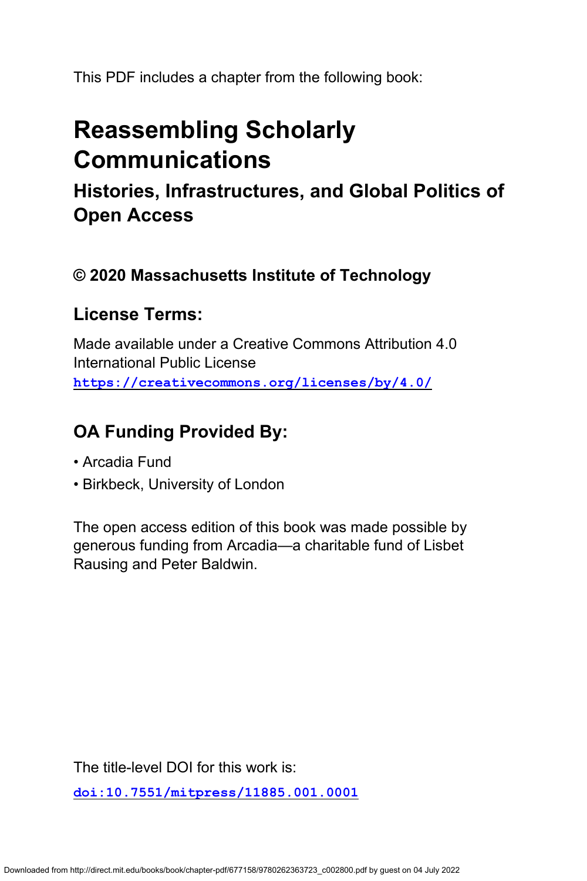This PDF includes a chapter from the following book:

# Reassembling Scholarly Communications

## Histories, Infrastructures, and Global Politics of Open Access

### © 2020 Massachusetts Institute of Technology

### License Terms:

Made available under a Creative Commons Attribution 4.0 International Public License
https://creativecommons.org/licenses/by/4.0/

### OA Funding Provided By:

- Arcadia Fund
- Birkbeck, University of London

The open access edition of this book was made possible by generous funding from Arcadia—a charitable fund of Lisbet Rausing and Peter Baldwin.

The title-level DOI for this work is:

doi:10.7551/mitpress/11885.001.0001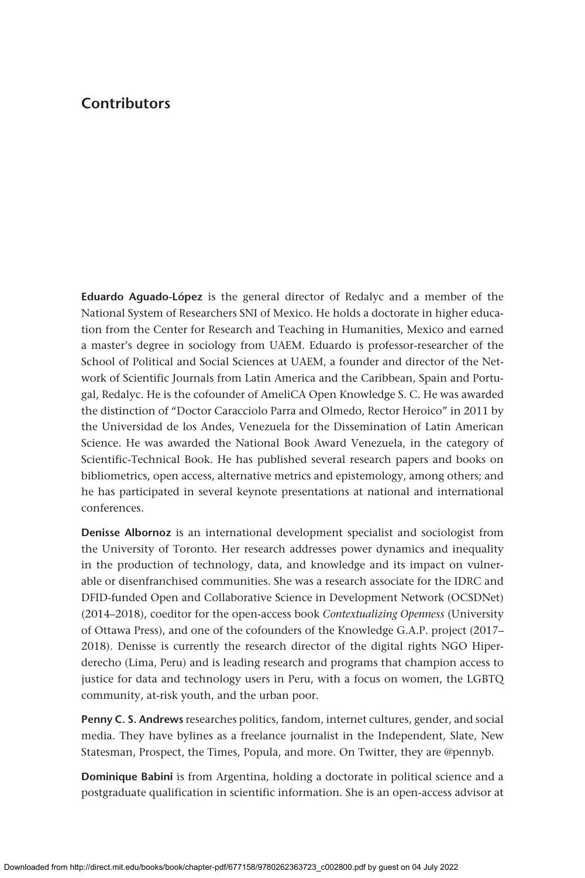# Contributors

**Eduardo Aguado-López** is the general director of Redalyc and a member of the National System of Researchers SNI of Mexico. He holds a doctorate in higher education from the Center for Research and Teaching in Humanities, Mexico and earned a master's degree in sociology from UAEM. Eduardo is professor-researcher of the School of Political and Social Sciences at UAEM, a founder and director of the Network of Scientific Journals from Latin America and the Caribbean, Spain and Portugal, Redalyc. He is the cofounder of AmeliCA Open Knowledge S. C. He was awarded the distinction of "Doctor Caracciolo Parra and Olmedo, Rector Heroico" in 2011 by the Universidad de los Andes, Venezuela for the Dissemination of Latin American Science. He was awarded the National Book Award Venezuela, in the category of Scientific-Technical Book. He has published several research papers and books on bibliometrics, open access, alternative metrics and epistemology, among others; and he has participated in several keynote presentations at national and international conferences.

**Denisse Albornoz** is an international development specialist and sociologist from the University of Toronto. Her research addresses power dynamics and inequality in the production of technology, data, and knowledge and its impact on vulnerable or disenfranchised communities. She was a research associate for the IDRC and DFID-funded Open and Collaborative Science in Development Network (OCSDNet) (2014–2018), coeditor for the open-access book *Contextualizing Openness* (University of Ottawa Press), and one of the cofounders of the Knowledge G.A.P. project (2017–2018). Denisse is currently the research director of the digital rights NGO Hiperderecho (Lima, Peru) and is leading research and programs that champion access to justice for data and technology users in Peru, with a focus on women, the LGBTQ community, at-risk youth, and the urban poor.

**Penny C. S. Andrews** researches politics, fandom, internet cultures, gender, and social media. They have bylines as a freelance journalist in the Independent, Slate, New Statesman, Prospect, the Times, Popula, and more. On Twitter, they are @pennyb.

**Dominique Babini** is from Argentina, holding a doctorate in political science and a postgraduate qualification in scientific information. She is an open-access advisor at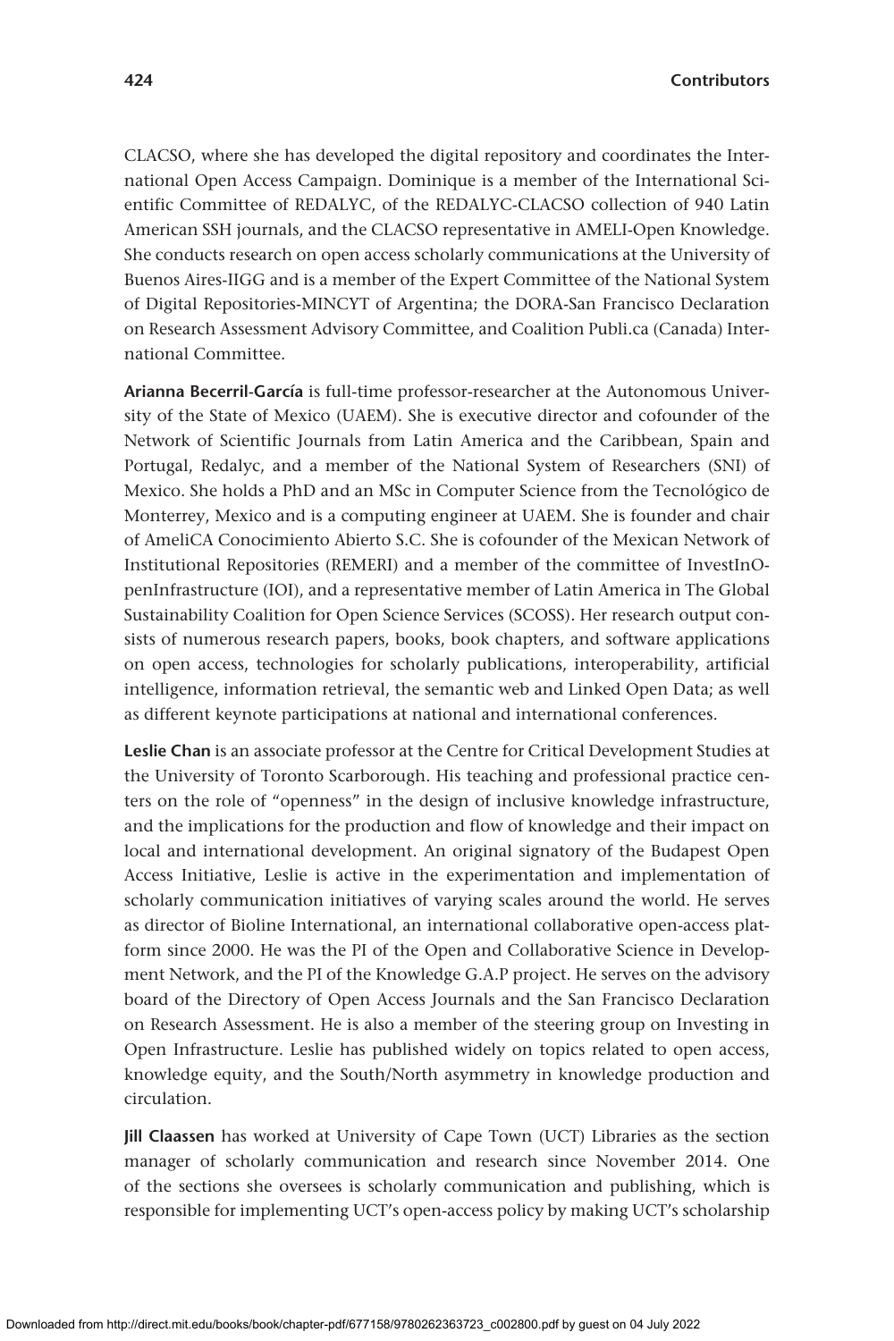CLACSO, where she has developed the digital repository and coordinates the International Open Access Campaign. Dominique is a member of the International Scientific Committee of REDALYC, of the REDALYC-CLACSO collection of 940 Latin American SSH journals, and the CLACSO representative in AMELI-Open Knowledge. She conducts research on open access scholarly communications at the University of Buenos Aires-IIGG and is a member of the Expert Committee of the National System of Digital Repositories-MINCYT of Argentina; the DORA-San Francisco Declaration on Research Assessment Advisory Committee, and Coalition Publi.ca (Canada) International Committee.

**Arianna Becerril-García** is full-time professor-researcher at the Autonomous University of the State of Mexico (UAEM). She is executive director and cofounder of the Network of Scientific Journals from Latin America and the Caribbean, Spain and Portugal, Redalyc, and a member of the National System of Researchers (SNI) of Mexico. She holds a PhD and an MSc in Computer Science from the Tecnológico de Monterrey, Mexico and is a computing engineer at UAEM. She is founder and chair of AmeliCA Conocimiento Abierto S.C. She is cofounder of the Mexican Network of Institutional Repositories (REMERI) and a member of the committee of InvestInOpenInfrastructure (IOI), and a representative member of Latin America in The Global Sustainability Coalition for Open Science Services (SCOSS). Her research output consists of numerous research papers, books, book chapters, and software applications on open access, technologies for scholarly publications, interoperability, artificial intelligence, information retrieval, the semantic web and Linked Open Data; as well as different keynote participations at national and international conferences.

**Leslie Chan** is an associate professor at the Centre for Critical Development Studies at the University of Toronto Scarborough. His teaching and professional practice centers on the role of "openness" in the design of inclusive knowledge infrastructure, and the implications for the production and flow of knowledge and their impact on local and international development. An original signatory of the Budapest Open Access Initiative, Leslie is active in the experimentation and implementation of scholarly communication initiatives of varying scales around the world. He serves as director of Bioline International, an international collaborative open-access platform since 2000. He was the PI of the Open and Collaborative Science in Development Network, and the PI of the Knowledge G.A.P project. He serves on the advisory board of the Directory of Open Access Journals and the San Francisco Declaration on Research Assessment. He is also a member of the steering group on Investing in Open Infrastructure. Leslie has published widely on topics related to open access, knowledge equity, and the South/North asymmetry in knowledge production and circulation.

**Jill Claassen** has worked at University of Cape Town (UCT) Libraries as the section manager of scholarly communication and research since November 2014. One of the sections she oversees is scholarly communication and publishing, which is responsible for implementing UCT's open-access policy by making UCT's scholarship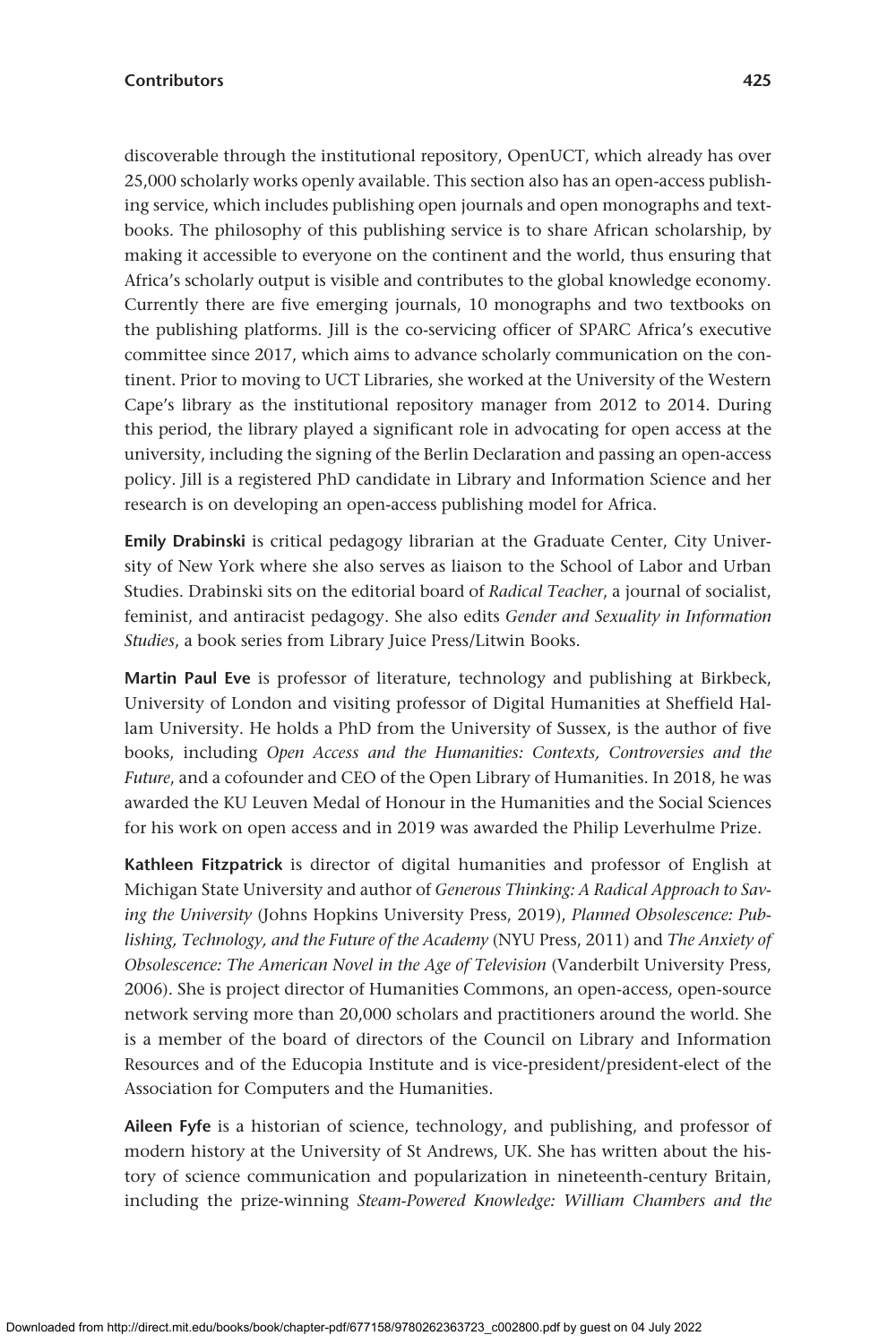discoverable through the institutional repository, OpenUCT, which already has over 25,000 scholarly works openly available. This section also has an open-access publishing service, which includes publishing open journals and open monographs and textbooks. The philosophy of this publishing service is to share African scholarship, by making it accessible to everyone on the continent and the world, thus ensuring that Africa's scholarly output is visible and contributes to the global knowledge economy. Currently there are five emerging journals, 10 monographs and two textbooks on the publishing platforms. Jill is the co-servicing officer of SPARC Africa's executive committee since 2017, which aims to advance scholarly communication on the continent. Prior to moving to UCT Libraries, she worked at the University of the Western Cape's library as the institutional repository manager from 2012 to 2014. During this period, the library played a significant role in advocating for open access at the university, including the signing of the Berlin Declaration and passing an open-access policy. Jill is a registered PhD candidate in Library and Information Science and her research is on developing an open-access publishing model for Africa.

**Emily Drabinski** is critical pedagogy librarian at the Graduate Center, City University of New York where she also serves as liaison to the School of Labor and Urban Studies. Drabinski sits on the editorial board of *Radical Teacher*, a journal of socialist, feminist, and antiracist pedagogy. She also edits *Gender and Sexuality in Information Studies*, a book series from Library Juice Press/Litwin Books.

**Martin Paul Eve** is professor of literature, technology and publishing at Birkbeck, University of London and visiting professor of Digital Humanities at Sheffield Hallam University. He holds a PhD from the University of Sussex, is the author of five books, including *Open Access and the Humanities: Contexts, Controversies and the Future*, and a cofounder and CEO of the Open Library of Humanities. In 2018, he was awarded the KU Leuven Medal of Honour in the Humanities and the Social Sciences for his work on open access and in 2019 was awarded the Philip Leverhulme Prize.

**Kathleen Fitzpatrick** is director of digital humanities and professor of English at Michigan State University and author of *Generous Thinking: A Radical Approach to Saving the University* (Johns Hopkins University Press, 2019), *Planned Obsolescence: Publishing, Technology, and the Future of the Academy* (NYU Press, 2011) and *The Anxiety of Obsolescence: The American Novel in the Age of Television* (Vanderbilt University Press, 2006). She is project director of Humanities Commons, an open-access, open-source network serving more than 20,000 scholars and practitioners around the world. She is a member of the board of directors of the Council on Library and Information Resources and of the Educopia Institute and is vice-president/president-elect of the Association for Computers and the Humanities.

**Aileen Fyfe** is a historian of science, technology, and publishing, and professor of modern history at the University of St Andrews, UK. She has written about the history of science communication and popularization in nineteenth-century Britain, including the prize-winning *Steam-Powered Knowledge: William Chambers and the*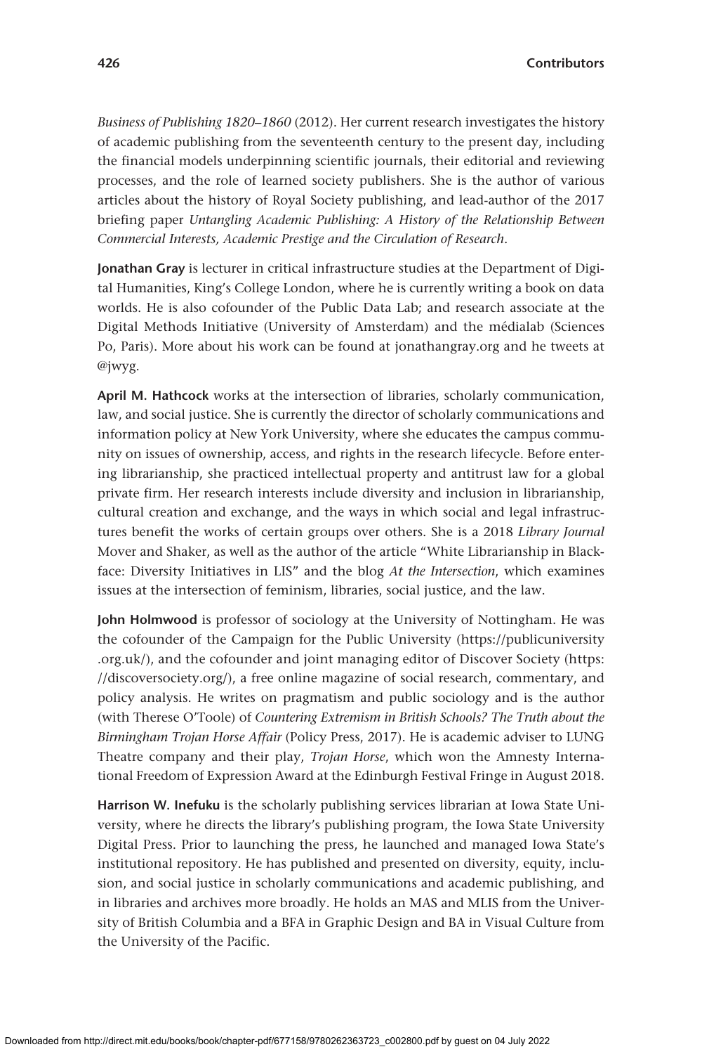*Business of Publishing 1820–1860* (2012). Her current research investigates the history of academic publishing from the seventeenth century to the present day, including the financial models underpinning scientific journals, their editorial and reviewing processes, and the role of learned society publishers. She is the author of various articles about the history of Royal Society publishing, and lead-author of the 2017 briefing paper *Untangling Academic Publishing: A History of the Relationship Between Commercial Interests, Academic Prestige and the Circulation of Research*.

**Jonathan Gray** is lecturer in critical infrastructure studies at the Department of Digital Humanities, King's College London, where he is currently writing a book on data worlds. He is also cofounder of the Public Data Lab; and research associate at the Digital Methods Initiative (University of Amsterdam) and the médialab (Sciences Po, Paris). More about his work can be found at jonathangray.org and he tweets at @jwyg.

**April M. Hathcock** works at the intersection of libraries, scholarly communication, law, and social justice. She is currently the director of scholarly communications and information policy at New York University, where she educates the campus community on issues of ownership, access, and rights in the research lifecycle. Before entering librarianship, she practiced intellectual property and antitrust law for a global private firm. Her research interests include diversity and inclusion in librarianship, cultural creation and exchange, and the ways in which social and legal infrastructures benefit the works of certain groups over others. She is a 2018 *Library Journal* Mover and Shaker, as well as the author of the article "White Librarianship in Blackface: Diversity Initiatives in LIS" and the blog *At the Intersection*, which examines issues at the intersection of feminism, libraries, social justice, and the law.

**John Holmwood** is professor of sociology at the University of Nottingham. He was the cofounder of the Campaign for the Public University (https://publicuniversity.org.uk/), and the cofounder and joint managing editor of Discover Society (https://discoversociety.org/), a free online magazine of social research, commentary, and policy analysis. He writes on pragmatism and public sociology and is the author (with Therese O'Toole) of *Countering Extremism in British Schools? The Truth about the Birmingham Trojan Horse Affair* (Policy Press, 2017). He is academic adviser to LUNG Theatre company and their play, *Trojan Horse*, which won the Amnesty International Freedom of Expression Award at the Edinburgh Festival Fringe in August 2018.

**Harrison W. Inefuku** is the scholarly publishing services librarian at Iowa State University, where he directs the library's publishing program, the Iowa State University Digital Press. Prior to launching the press, he launched and managed Iowa State's institutional repository. He has published and presented on diversity, equity, inclusion, and social justice in scholarly communications and academic publishing, and in libraries and archives more broadly. He holds an MAS and MLIS from the University of British Columbia and a BFA in Graphic Design and BA in Visual Culture from the University of the Pacific.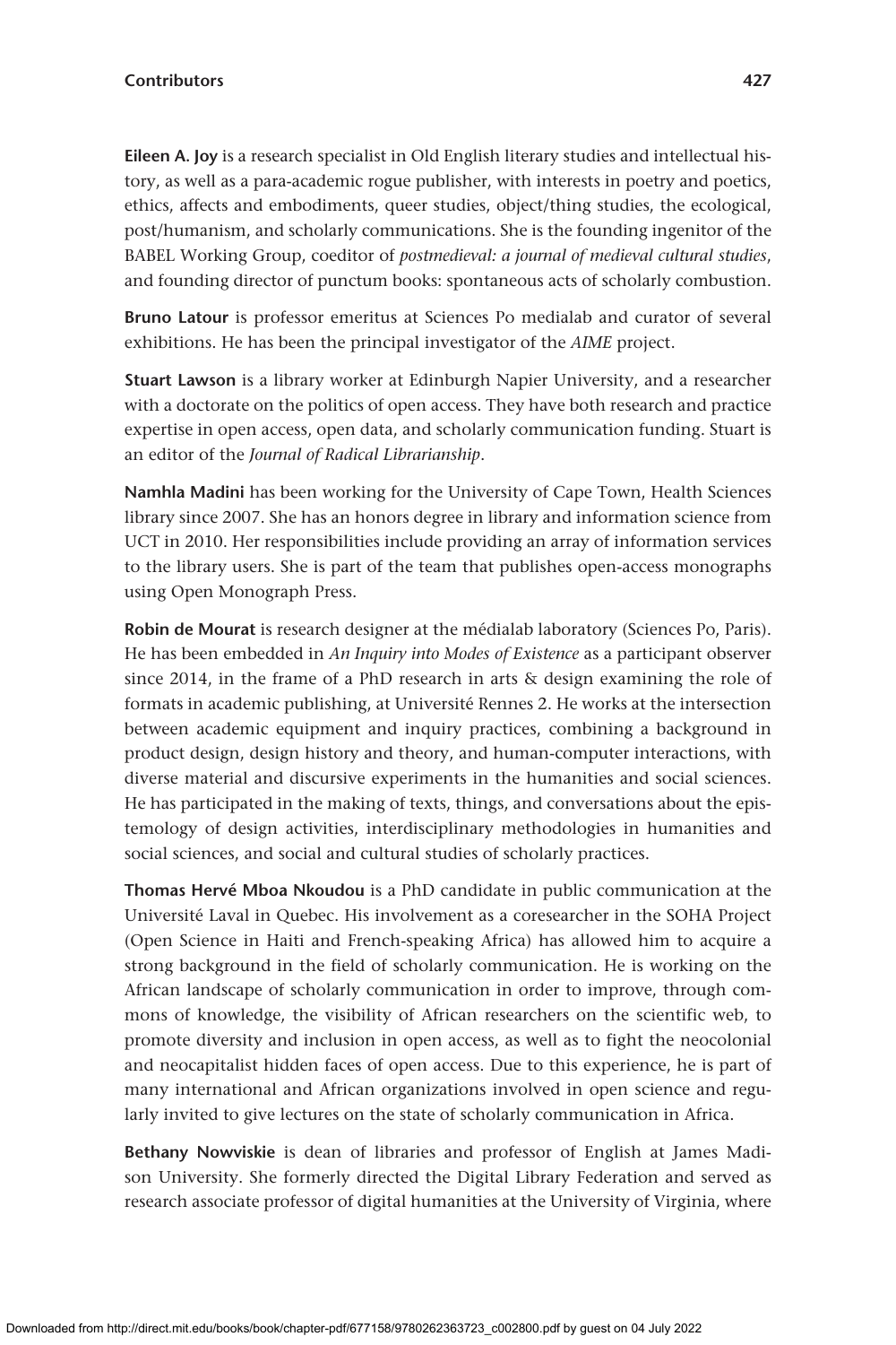**Eileen A. Joy** is a research specialist in Old English literary studies and intellectual history, as well as a para-academic rogue publisher, with interests in poetry and poetics, ethics, affects and embodiments, queer studies, object/thing studies, the ecological, post/humanism, and scholarly communications. She is the founding ingenitor of the BABEL Working Group, coeditor of *postmedieval: a journal of medieval cultural studies*, and founding director of punctum books: spontaneous acts of scholarly combustion.

**Bruno Latour** is professor emeritus at Sciences Po medialab and curator of several exhibitions. He has been the principal investigator of the *AIME* project.

**Stuart Lawson** is a library worker at Edinburgh Napier University, and a researcher with a doctorate on the politics of open access. They have both research and practice expertise in open access, open data, and scholarly communication funding. Stuart is an editor of the *Journal of Radical Librarianship*.

**Namhla Madini** has been working for the University of Cape Town, Health Sciences library since 2007. She has an honors degree in library and information science from UCT in 2010. Her responsibilities include providing an array of information services to the library users. She is part of the team that publishes open-access monographs using Open Monograph Press.

**Robin de Mourat** is research designer at the médialab laboratory (Sciences Po, Paris). He has been embedded in *An Inquiry into Modes of Existence* as a participant observer since 2014, in the frame of a PhD research in arts & design examining the role of formats in academic publishing, at Université Rennes 2. He works at the intersection between academic equipment and inquiry practices, combining a background in product design, design history and theory, and human-computer interactions, with diverse material and discursive experiments in the humanities and social sciences. He has participated in the making of texts, things, and conversations about the epistemology of design activities, interdisciplinary methodologies in humanities and social sciences, and social and cultural studies of scholarly practices.

**Thomas Hervé Mboa Nkoudou** is a PhD candidate in public communication at the Université Laval in Quebec. His involvement as a coresearcher in the SOHA Project (Open Science in Haiti and French-speaking Africa) has allowed him to acquire a strong background in the field of scholarly communication. He is working on the African landscape of scholarly communication in order to improve, through commons of knowledge, the visibility of African researchers on the scientific web, to promote diversity and inclusion in open access, as well as to fight the neocolonial and neocapitalist hidden faces of open access. Due to this experience, he is part of many international and African organizations involved in open science and regularly invited to give lectures on the state of scholarly communication in Africa.

**Bethany Nowviskie** is dean of libraries and professor of English at James Madison University. She formerly directed the Digital Library Federation and served as research associate professor of digital humanities at the University of Virginia, where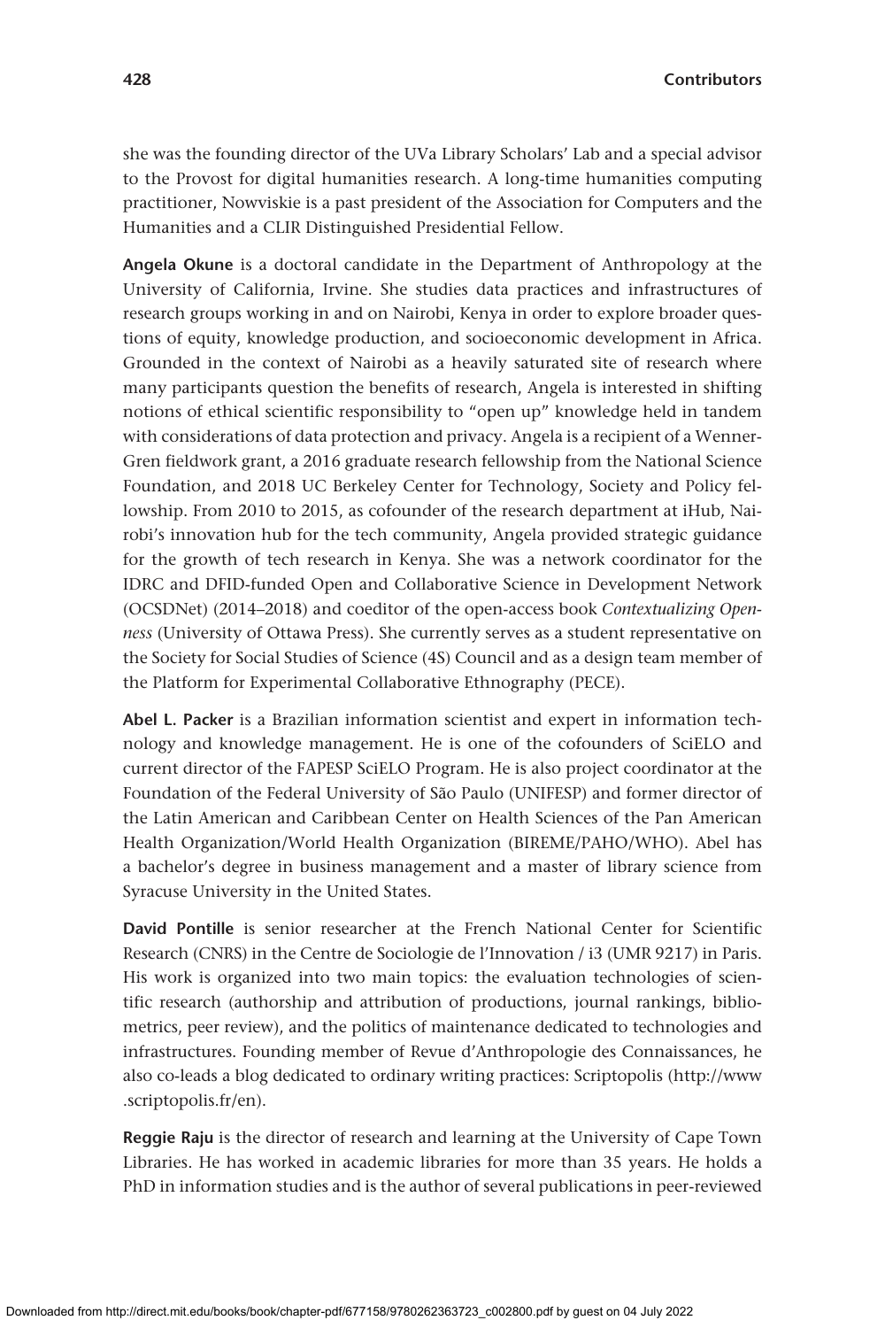she was the founding director of the UVa Library Scholars' Lab and a special advisor to the Provost for digital humanities research. A long-time humanities computing practitioner, Nowviskie is a past president of the Association for Computers and the Humanities and a CLIR Distinguished Presidential Fellow.

**Angela Okune** is a doctoral candidate in the Department of Anthropology at the University of California, Irvine. She studies data practices and infrastructures of research groups working in and on Nairobi, Kenya in order to explore broader questions of equity, knowledge production, and socioeconomic development in Africa. Grounded in the context of Nairobi as a heavily saturated site of research where many participants question the benefits of research, Angela is interested in shifting notions of ethical scientific responsibility to "open up" knowledge held in tandem with considerations of data protection and privacy. Angela is a recipient of a Wenner-Gren fieldwork grant, a 2016 graduate research fellowship from the National Science Foundation, and 2018 UC Berkeley Center for Technology, Society and Policy fellowship. From 2010 to 2015, as cofounder of the research department at iHub, Nairobi's innovation hub for the tech community, Angela provided strategic guidance for the growth of tech research in Kenya. She was a network coordinator for the IDRC and DFID-funded Open and Collaborative Science in Development Network (OCSDNet) (2014–2018) and coeditor of the open-access book *Contextualizing Openness* (University of Ottawa Press). She currently serves as a student representative on the Society for Social Studies of Science (4S) Council and as a design team member of the Platform for Experimental Collaborative Ethnography (PECE).

**Abel L. Packer** is a Brazilian information scientist and expert in information technology and knowledge management. He is one of the cofounders of SciELO and current director of the FAPESP SciELO Program. He is also project coordinator at the Foundation of the Federal University of São Paulo (UNIFESP) and former director of the Latin American and Caribbean Center on Health Sciences of the Pan American Health Organization/World Health Organization (BIREME/PAHO/WHO). Abel has a bachelor's degree in business management and a master of library science from Syracuse University in the United States.

**David Pontille** is senior researcher at the French National Center for Scientific Research (CNRS) in the Centre de Sociologie de l'Innovation / i3 (UMR 9217) in Paris. His work is organized into two main topics: the evaluation technologies of scientific research (authorship and attribution of productions, journal rankings, bibliometrics, peer review), and the politics of maintenance dedicated to technologies and infrastructures. Founding member of Revue d'Anthropologie des Connaissances, he also co-leads a blog dedicated to ordinary writing practices: Scriptopolis (http://www.scriptopolis.fr/en).

**Reggie Raju** is the director of research and learning at the University of Cape Town Libraries. He has worked in academic libraries for more than 35 years. He holds a PhD in information studies and is the author of several publications in peer-reviewed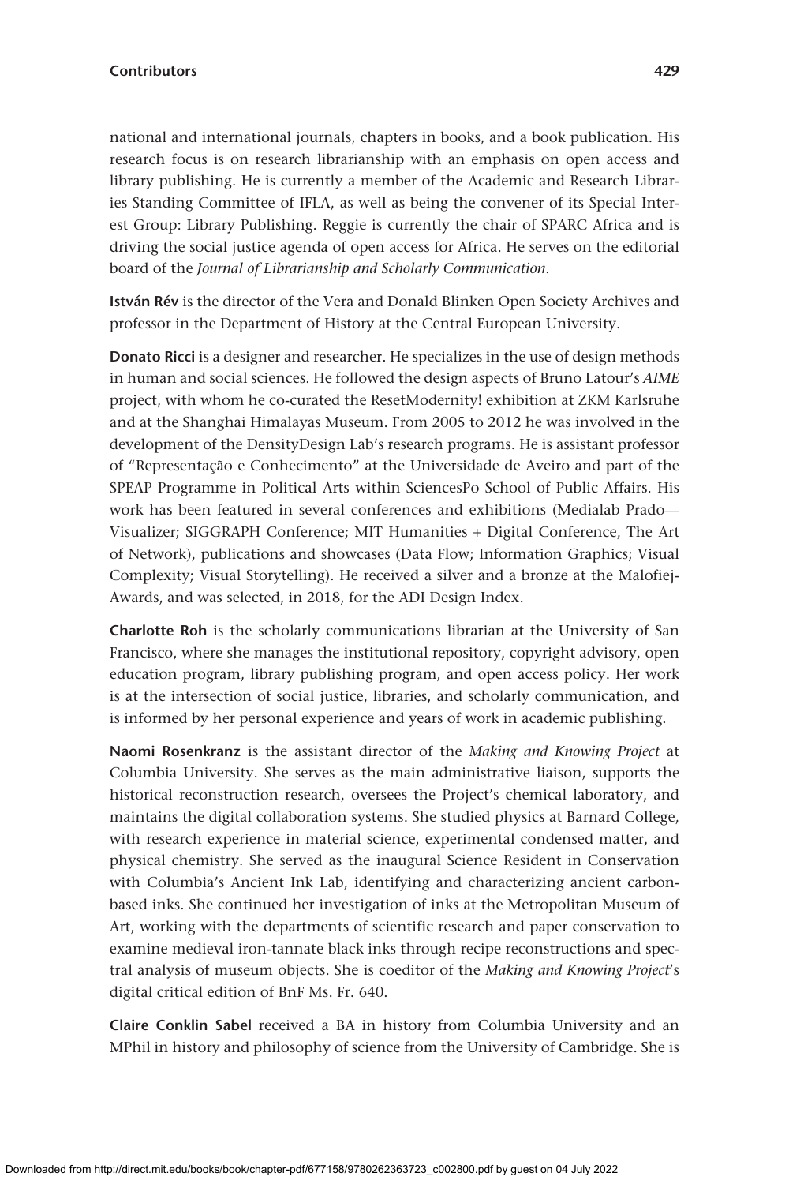national and international journals, chapters in books, and a book publication. His research focus is on research librarianship with an emphasis on open access and library publishing. He is currently a member of the Academic and Research Libraries Standing Committee of IFLA, as well as being the convener of its Special Interest Group: Library Publishing. Reggie is currently the chair of SPARC Africa and is driving the social justice agenda of open access for Africa. He serves on the editorial board of the *Journal of Librarianship and Scholarly Communication.*

**István Rév** is the director of the Vera and Donald Blinken Open Society Archives and professor in the Department of History at the Central European University.

**Donato Ricci** is a designer and researcher. He specializes in the use of design methods in human and social sciences. He followed the design aspects of Bruno Latour's *AIME* project, with whom he co-curated the ResetModernity! exhibition at ZKM Karlsruhe and at the Shanghai Himalayas Museum. From 2005 to 2012 he was involved in the development of the DensityDesign Lab's research programs. He is assistant professor of "Representação e Conhecimento" at the Universidade de Aveiro and part of the SPEAP Programme in Political Arts within SciencesPo School of Public Affairs. His work has been featured in several conferences and exhibitions (Medialab Prado—Visualizer; SIGGRAPH Conference; MIT Humanities + Digital Conference, The Art of Network), publications and showcases (Data Flow; Information Graphics; Visual Complexity; Visual Storytelling). He received a silver and a bronze at the Malofiej-Awards, and was selected, in 2018, for the ADI Design Index.

**Charlotte Roh** is the scholarly communications librarian at the University of San Francisco, where she manages the institutional repository, copyright advisory, open education program, library publishing program, and open access policy. Her work is at the intersection of social justice, libraries, and scholarly communication, and is informed by her personal experience and years of work in academic publishing.

**Naomi Rosenkranz** is the assistant director of the *Making and Knowing Project* at Columbia University. She serves as the main administrative liaison, supports the historical reconstruction research, oversees the Project's chemical laboratory, and maintains the digital collaboration systems. She studied physics at Barnard College, with research experience in material science, experimental condensed matter, and physical chemistry. She served as the inaugural Science Resident in Conservation with Columbia's Ancient Ink Lab, identifying and characterizing ancient carbon-based inks. She continued her investigation of inks at the Metropolitan Museum of Art, working with the departments of scientific research and paper conservation to examine medieval iron-tannate black inks through recipe reconstructions and spectral analysis of museum objects. She is coeditor of the *Making and Knowing Project*'s digital critical edition of BnF Ms. Fr. 640.

**Claire Conklin Sabel** received a BA in history from Columbia University and an MPhil in history and philosophy of science from the University of Cambridge. She is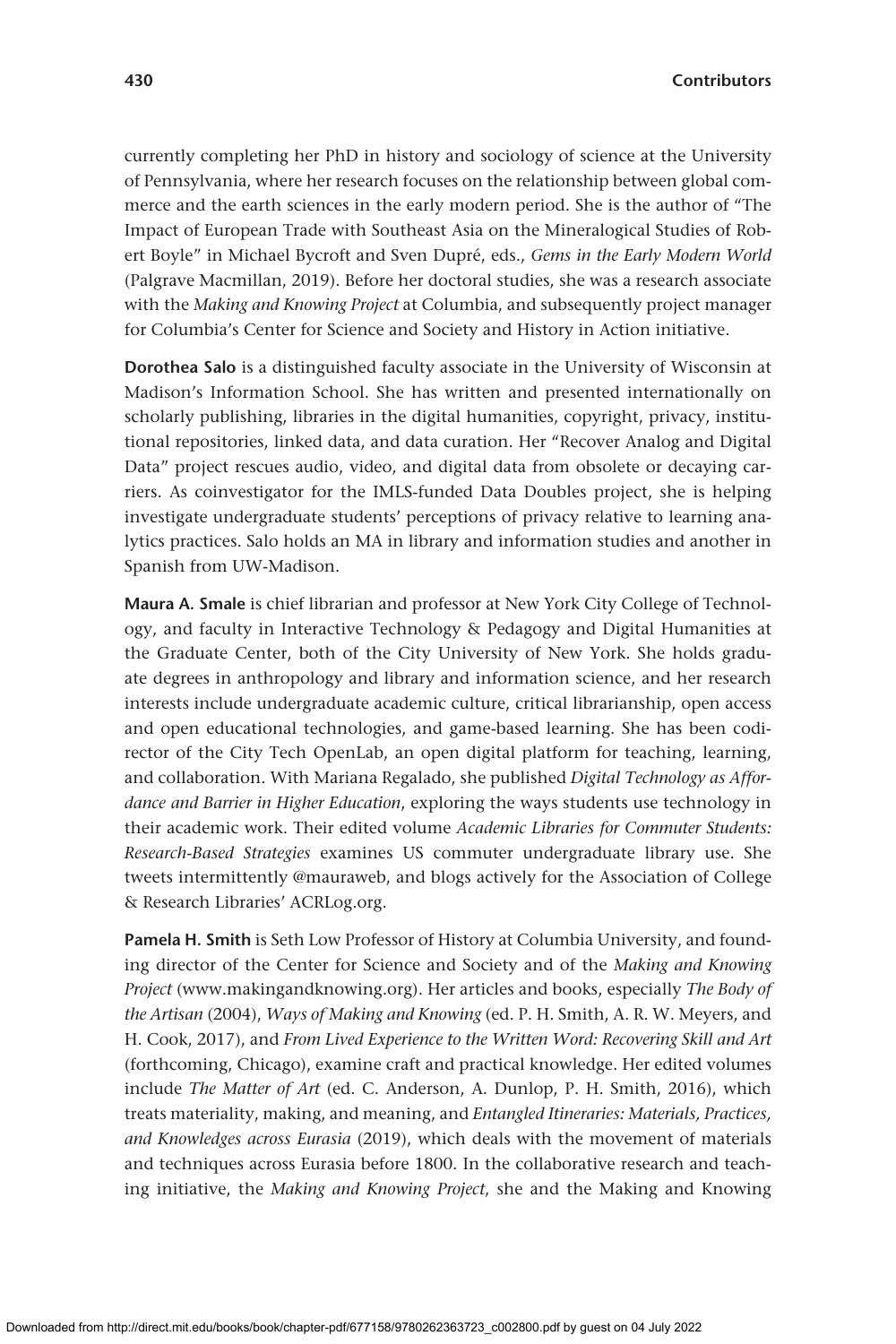currently completing her PhD in history and sociology of science at the University of Pennsylvania, where her research focuses on the relationship between global commerce and the earth sciences in the early modern period. She is the author of "The Impact of European Trade with Southeast Asia on the Mineralogical Studies of Robert Boyle" in Michael Bycroft and Sven Dupré, eds., *Gems in the Early Modern World* (Palgrave Macmillan, 2019). Before her doctoral studies, she was a research associate with the *Making and Knowing Project* at Columbia, and subsequently project manager for Columbia's Center for Science and Society and History in Action initiative.

**Dorothea Salo** is a distinguished faculty associate in the University of Wisconsin at Madison's Information School. She has written and presented internationally on scholarly publishing, libraries in the digital humanities, copyright, privacy, institutional repositories, linked data, and data curation. Her "Recover Analog and Digital Data" project rescues audio, video, and digital data from obsolete or decaying carriers. As coinvestigator for the IMLS-funded Data Doubles project, she is helping investigate undergraduate students' perceptions of privacy relative to learning analytics practices. Salo holds an MA in library and information studies and another in Spanish from UW-Madison.

**Maura A. Smale** is chief librarian and professor at New York City College of Technology, and faculty in Interactive Technology & Pedagogy and Digital Humanities at the Graduate Center, both of the City University of New York. She holds graduate degrees in anthropology and library and information science, and her research interests include undergraduate academic culture, critical librarianship, open access and open educational technologies, and game-based learning. She has been codirector of the City Tech OpenLab, an open digital platform for teaching, learning, and collaboration. With Mariana Regalado, she published *Digital Technology as Affordance and Barrier in Higher Education*, exploring the ways students use technology in their academic work. Their edited volume *Academic Libraries for Commuter Students: Research-Based Strategies* examines US commuter undergraduate library use. She tweets intermittently @mauraweb, and blogs actively for the Association of College & Research Libraries' ACRLog.org.

**Pamela H. Smith** is Seth Low Professor of History at Columbia University, and founding director of the Center for Science and Society and of the *Making and Knowing Project* (www.makingandknowing.org). Her articles and books, especially *The Body of the Artisan* (2004), *Ways of Making and Knowing* (ed. P. H. Smith, A. R. W. Meyers, and H. Cook, 2017), and *From Lived Experience to the Written Word: Recovering Skill and Art* (forthcoming, Chicago), examine craft and practical knowledge. Her edited volumes include *The Matter of Art* (ed. C. Anderson, A. Dunlop, P. H. Smith, 2016), which treats materiality, making, and meaning, and *Entangled Itineraries: Materials, Practices, and Knowledges across Eurasia* (2019), which deals with the movement of materials and techniques across Eurasia before 1800. In the collaborative research and teaching initiative, the *Making and Knowing Project*, she and the Making and Knowing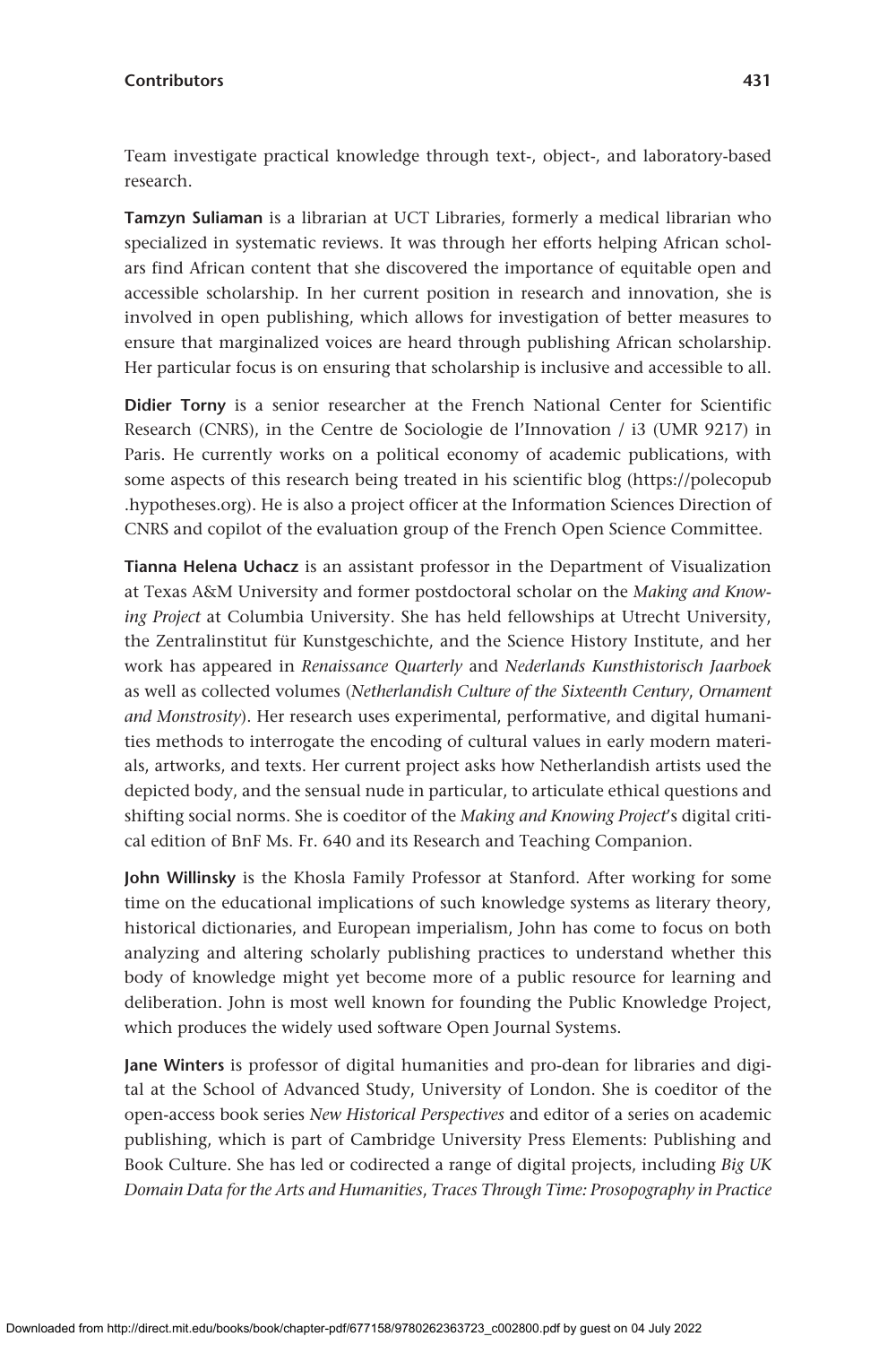Team investigate practical knowledge through text-, object-, and laboratory-based research.

**Tamzyn Suliaman** is a librarian at UCT Libraries, formerly a medical librarian who specialized in systematic reviews. It was through her efforts helping African scholars find African content that she discovered the importance of equitable open and accessible scholarship. In her current position in research and innovation, she is involved in open publishing, which allows for investigation of better measures to ensure that marginalized voices are heard through publishing African scholarship. Her particular focus is on ensuring that scholarship is inclusive and accessible to all.

**Didier Torny** is a senior researcher at the French National Center for Scientific Research (CNRS), in the Centre de Sociologie de l'Innovation / i3 (UMR 9217) in Paris. He currently works on a political economy of academic publications, with some aspects of this research being treated in his scientific blog (https://polecopub.hypotheses.org). He is also a project officer at the Information Sciences Direction of CNRS and copilot of the evaluation group of the French Open Science Committee.

**Tianna Helena Uchacz** is an assistant professor in the Department of Visualization at Texas A&M University and former postdoctoral scholar on the *Making and Knowing Project* at Columbia University. She has held fellowships at Utrecht University, the Zentralinstitut für Kunstgeschichte, and the Science History Institute, and her work has appeared in *Renaissance Quarterly* and *Nederlands Kunsthistorisch Jaarboek* as well as collected volumes (*Netherlandish Culture of the Sixteenth Century*, *Ornament and Monstrosity*). Her research uses experimental, performative, and digital humanities methods to interrogate the encoding of cultural values in early modern materials, artworks, and texts. Her current project asks how Netherlandish artists used the depicted body, and the sensual nude in particular, to articulate ethical questions and shifting social norms. She is coeditor of the *Making and Knowing Project*'s digital critical edition of BnF Ms. Fr. 640 and its Research and Teaching Companion.

**John Willinsky** is the Khosla Family Professor at Stanford. After working for some time on the educational implications of such knowledge systems as literary theory, historical dictionaries, and European imperialism, John has come to focus on both analyzing and altering scholarly publishing practices to understand whether this body of knowledge might yet become more of a public resource for learning and deliberation. John is most well known for founding the Public Knowledge Project, which produces the widely used software Open Journal Systems.

**Jane Winters** is professor of digital humanities and pro-dean for libraries and digital at the School of Advanced Study, University of London. She is coeditor of the open-access book series *New Historical Perspectives* and editor of a series on academic publishing, which is part of Cambridge University Press Elements: Publishing and Book Culture. She has led or codirected a range of digital projects, including *Big UK Domain Data for the Arts and Humanities*, *Traces Through Time: Prosopography in Practice*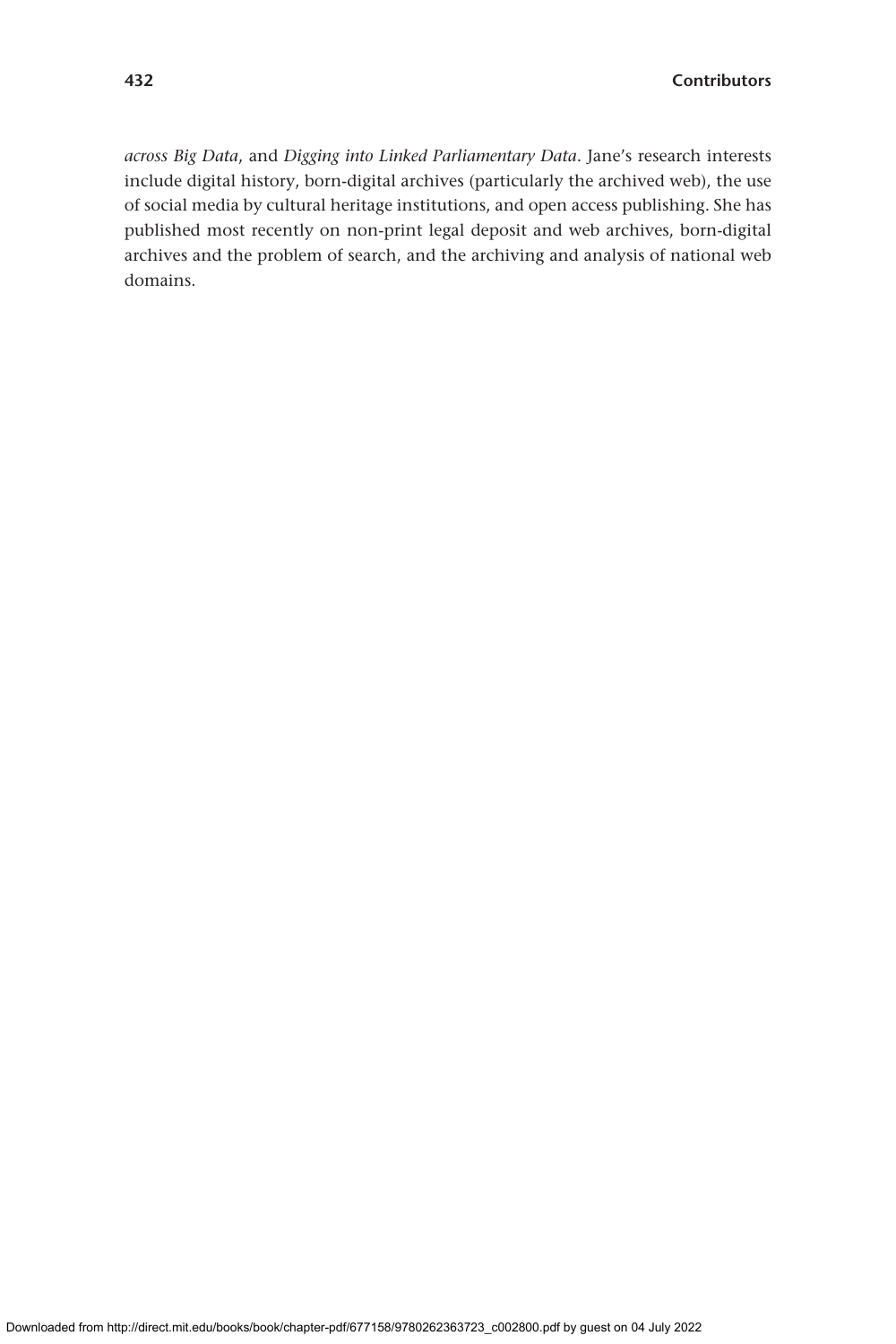*across Big Data*, and *Digging into Linked Parliamentary Data*. Jane's research interests include digital history, born-digital archives (particularly the archived web), the use of social media by cultural heritage institutions, and open access publishing. She has published most recently on non-print legal deposit and web archives, born-digital archives and the problem of search, and the archiving and analysis of national web domains.